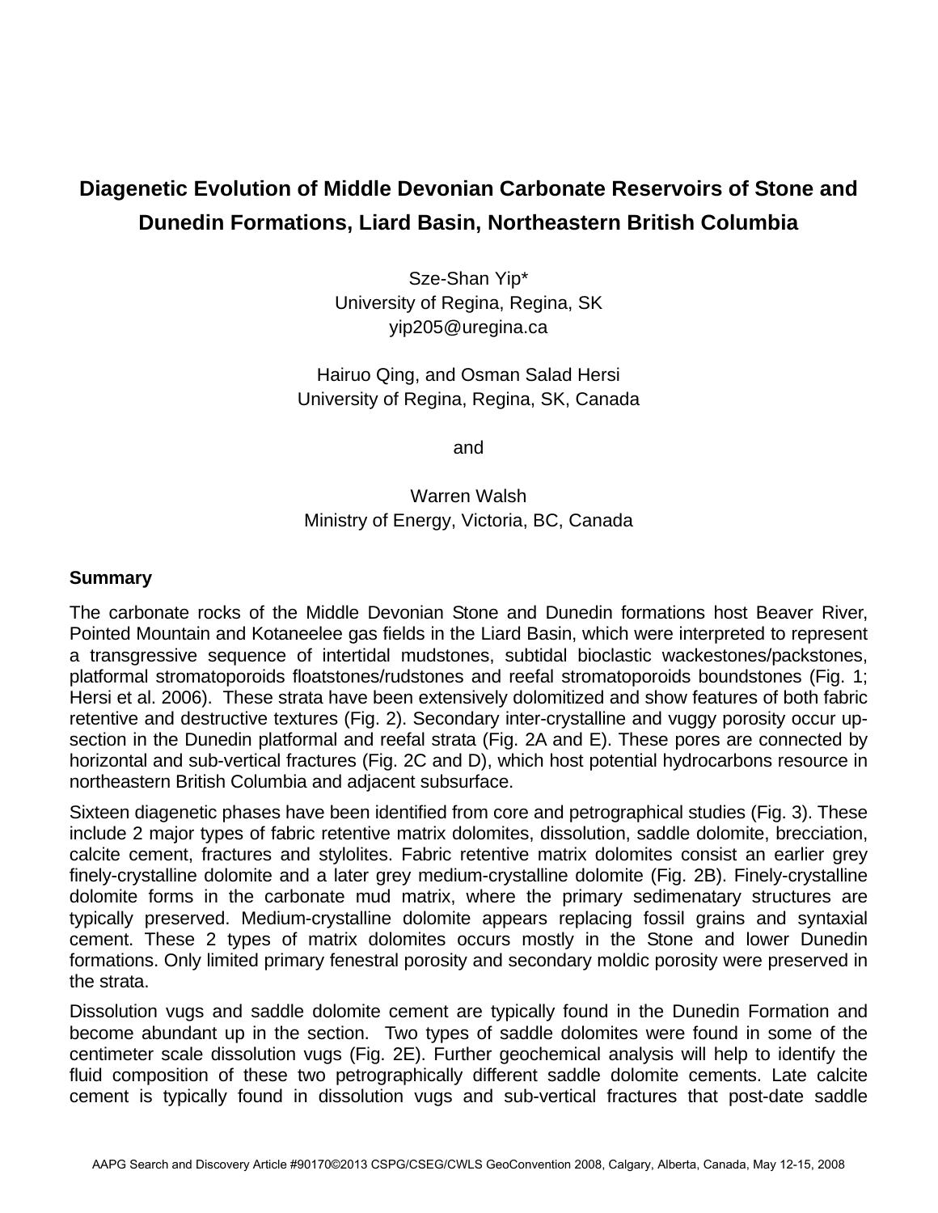# Diagenetic Evolution of Middle Devonian Carbonate Reservoirs of Stone and Dunedin Formations, Liard Basin, Northeastern British Columbia

Sze-Shan Yip*
University of Regina, Regina, SK
yip205@uregina.ca

Hairuo Qing, and Osman Salad Hersi
University of Regina, Regina, SK, Canada

and

Warren Walsh
Ministry of Energy, Victoria, BC, Canada

## Summary

The carbonate rocks of the Middle Devonian Stone and Dunedin formations host Beaver River, Pointed Mountain and Kotaneelee gas fields in the Liard Basin, which were interpreted to represent a transgressive sequence of intertidal mudstones, subtidal bioclastic wackestones/packstones, platformal stromatoporoids floatstones/rudstones and reefal stromatoporoids boundstones (Fig. 1; Hersi et al. 2006). These strata have been extensively dolomitized and show features of both fabric retentive and destructive textures (Fig. 2). Secondary inter-crystalline and vuggy porosity occur up-section in the Dunedin platformal and reefal strata (Fig. 2A and E). These pores are connected by horizontal and sub-vertical fractures (Fig. 2C and D), which host potential hydrocarbons resource in northeastern British Columbia and adjacent subsurface.

Sixteen diagenetic phases have been identified from core and petrographical studies (Fig. 3). These include 2 major types of fabric retentive matrix dolomites, dissolution, saddle dolomite, brecciation, calcite cement, fractures and stylolites. Fabric retentive matrix dolomites consist an earlier grey finely-crystalline dolomite and a later grey medium-crystalline dolomite (Fig. 2B). Finely-crystalline dolomite forms in the carbonate mud matrix, where the primary sedimenatary structures are typically preserved. Medium-crystalline dolomite appears replacing fossil grains and syntaxial cement. These 2 types of matrix dolomites occurs mostly in the Stone and lower Dunedin formations. Only limited primary fenestral porosity and secondary moldic porosity were preserved in the strata.

Dissolution vugs and saddle dolomite cement are typically found in the Dunedin Formation and become abundant up in the section. Two types of saddle dolomites were found in some of the centimeter scale dissolution vugs (Fig. 2E). Further geochemical analysis will help to identify the fluid composition of these two petrographically different saddle dolomite cements. Late calcite cement is typically found in dissolution vugs and sub-vertical fractures that post-date saddle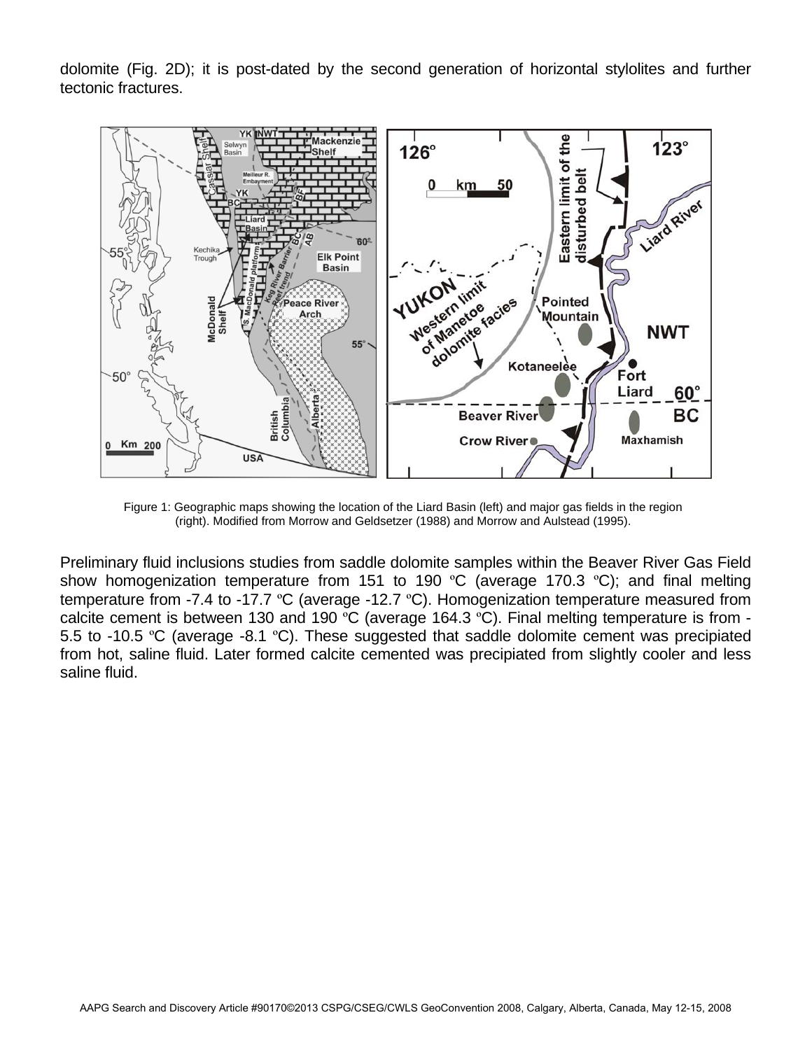dolomite (Fig. 2D); it is post-dated by the second generation of horizontal stylolites and further tectonic fractures.

Figure 1: Geographic maps showing the location of the Liard Basin (left) and major gas fields in the region (right). Modified from Morrow and Geldsetzer (1988) and Morrow and Aulstead (1995).

Preliminary fluid inclusions studies from saddle dolomite samples within the Beaver River Gas Field show homogenization temperature from 151 to 190 ºC (average 170.3 ºC); and final melting temperature from -7.4 to -17.7 ºC (average -12.7 ºC). Homogenization temperature measured from calcite cement is between 130 and 190 ºC (average 164.3 ºC). Final melting temperature is from -5.5 to -10.5 ºC (average -8.1 ºC). These suggested that saddle dolomite cement was precipiated from hot, saline fluid. Later formed calcite cemented was precipiated from slightly cooler and less saline fluid.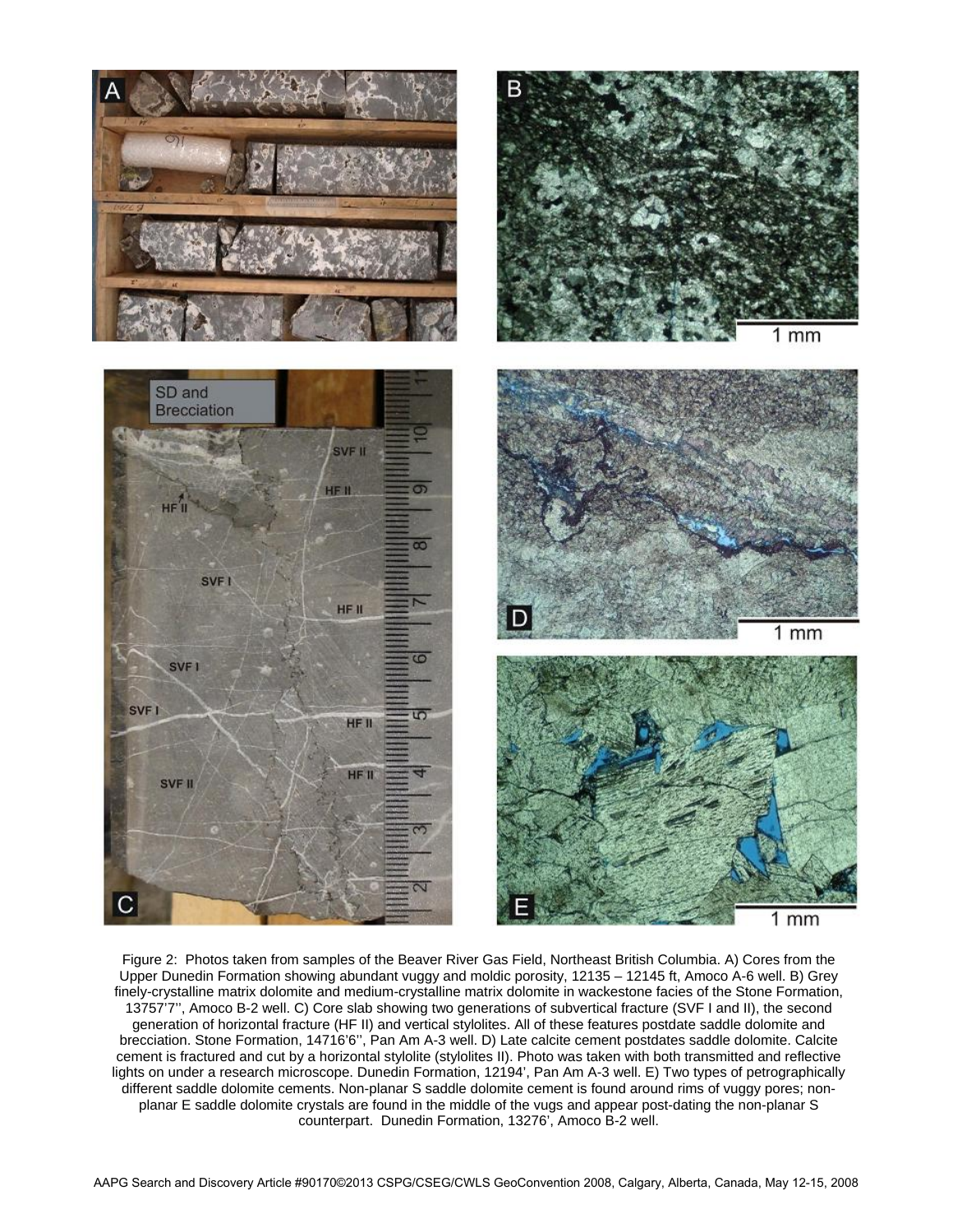Figure 2: Photos taken from samples of the Beaver River Gas Field, Northeast British Columbia. A) Cores from the Upper Dunedin Formation showing abundant vuggy and moldic porosity, 12135 – 12145 ft, Amoco A-6 well. B) Grey finely-crystalline matrix dolomite and medium-crystalline matrix dolomite in wackestone facies of the Stone Formation, 13757'7'', Amoco B-2 well. C) Core slab showing two generations of subvertical fracture (SVF I and II), the second generation of horizontal fracture (HF II) and vertical stylolites. All of these features postdate saddle dolomite and brecciation. Stone Formation, 14716'6'', Pan Am A-3 well. D) Late calcite cement postdates saddle dolomite. Calcite cement is fractured and cut by a horizontal stylolite (stylolites II). Photo was taken with both transmitted and reflective lights on under a research microscope. Dunedin Formation, 12194', Pan Am A-3 well. E) Two types of petrographically different saddle dolomite cements. Non-planar S saddle dolomite cement is found around rims of vuggy pores; non-planar E saddle dolomite crystals are found in the middle of the vugs and appear post-dating the non-planar S counterpart. Dunedin Formation, 13276', Amoco B-2 well.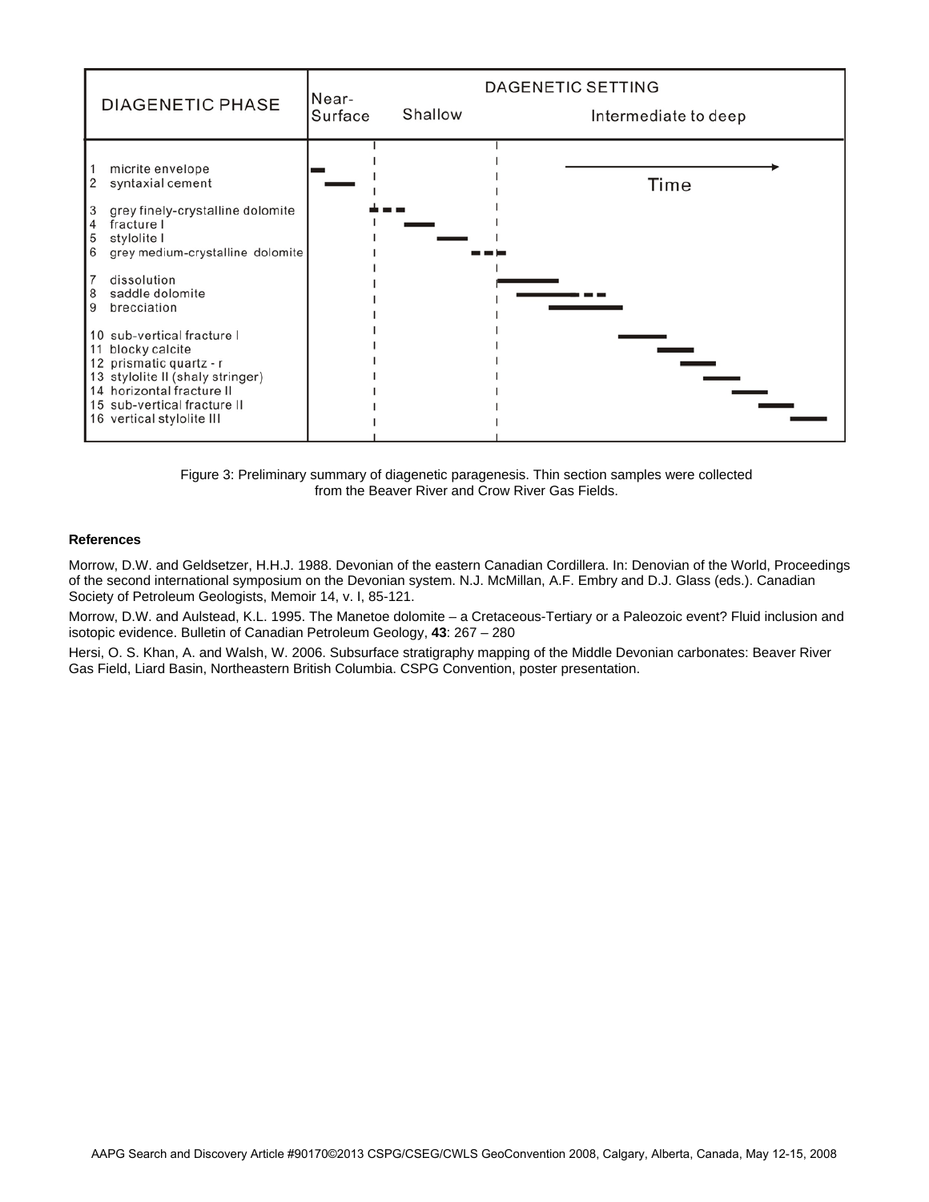DIAGENETIC PHASE

DAGENETIC SETTING

Near-Surface

Shallow

Intermediate to deep

Time

1 micrite envelope
2 syntaxial cement

3 grey finely-crystalline dolomite
4 fracture I
5 stylolite I
6 grey medium-crystalline dolomite

7 dissolution
8 saddle dolomite
9 brecciation

10 sub-vertical fracture I
11 blocky calcite
12 prismatic quartz - r
13 stylolite II (shaly stringer)
14 horizontal fracture II
15 sub-vertical fracture II
16 vertical stylolite III

Figure 3: Preliminary summary of diagenetic paragenesis. Thin section samples were collected from the Beaver River and Crow River Gas Fields.

### References

Morrow, D.W. and Geldsetzer, H.H.J. 1988. Devonian of the eastern Canadian Cordillera. In: Denovian of the World, Proceedings of the second international symposium on the Devonian system. N.J. McMillan, A.F. Embry and D.J. Glass (eds.). Canadian Society of Petroleum Geologists, Memoir 14, v. I, 85-121.

Morrow, D.W. and Aulstead, K.L. 1995. The Manetoe dolomite – a Cretaceous-Tertiary or a Paleozoic event? Fluid inclusion and isotopic evidence. Bulletin of Canadian Petroleum Geology, **43**: 267 – 280

Hersi, O. S. Khan, A. and Walsh, W. 2006. Subsurface stratigraphy mapping of the Middle Devonian carbonates: Beaver River Gas Field, Liard Basin, Northeastern British Columbia. CSPG Convention, poster presentation.